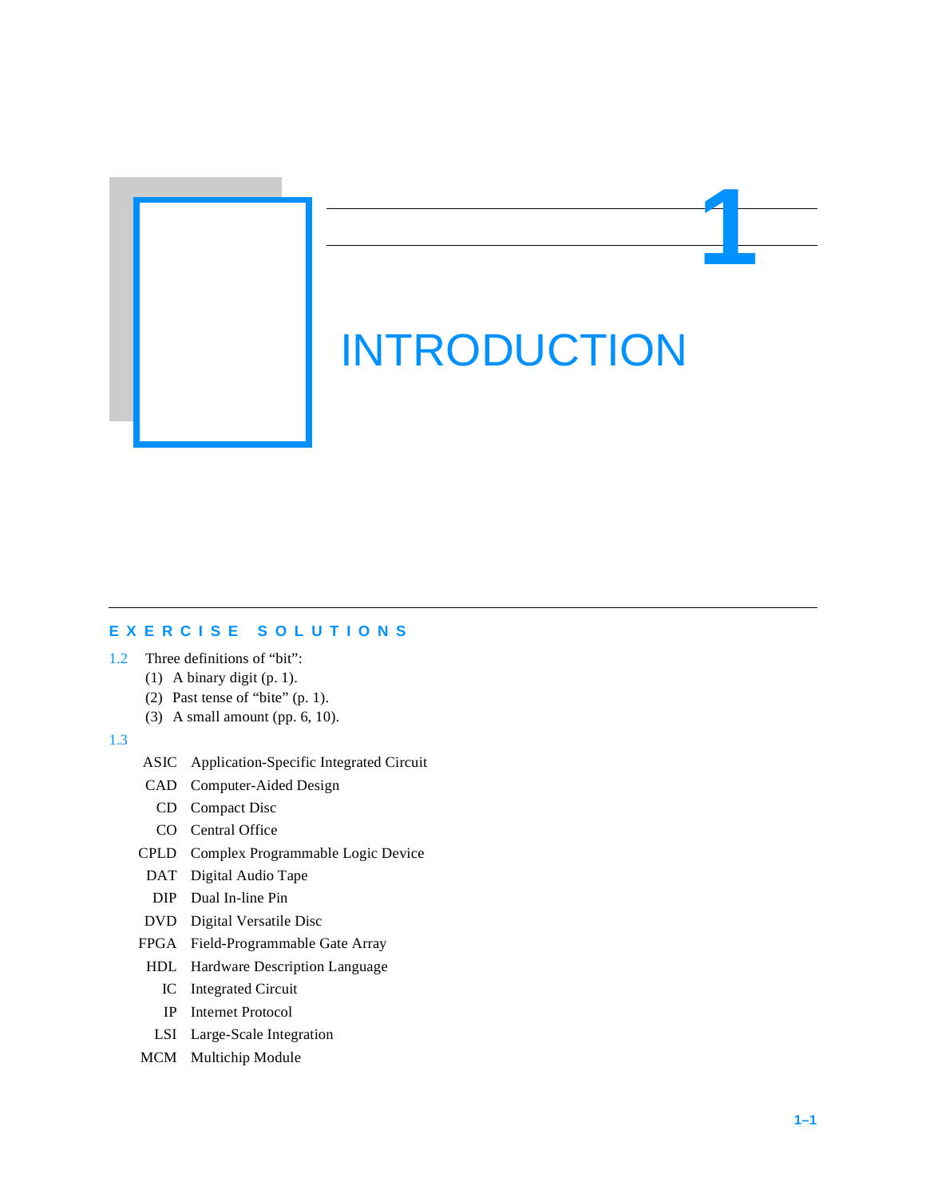# 1 INTRODUCTION

## EXERCISE SOLUTIONS

1.2 Three definitions of "bit":

(1) A binary digit (p. 1).
(2) Past tense of "bite" (p. 1).
(3) A small amount (pp. 6, 10).

1.3

| | |
|---|---|
| ASIC | Application-Specific Integrated Circuit |
| CAD | Computer-Aided Design |
| CD | Compact Disc |
| CO | Central Office |
| CPLD | Complex Programmable Logic Device |
| DAT | Digital Audio Tape |
| DIP | Dual In-line Pin |
| DVD | Digital Versatile Disc |
| FPGA | Field-Programmable Gate Array |
| HDL | Hardware Description Language |
| IC | Integrated Circuit |
| IP | Internet Protocol |
| LSI | Large-Scale Integration |
| MCM | Multichip Module |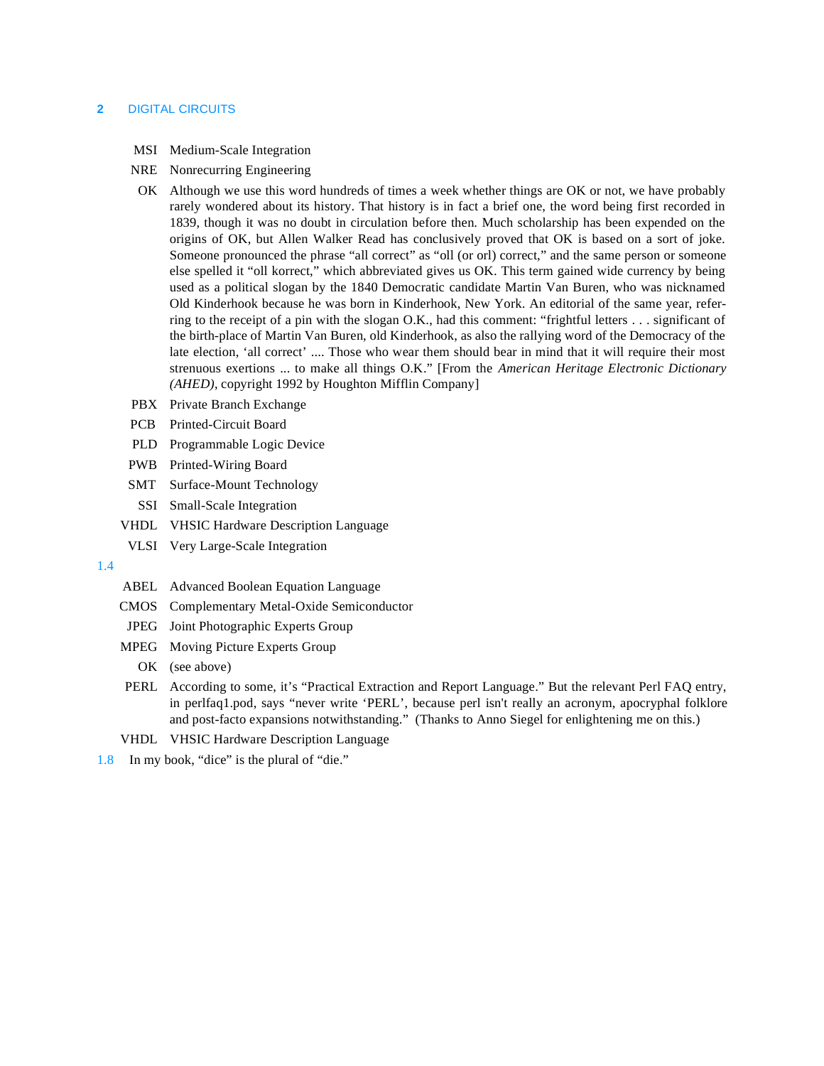MSI Medium-Scale Integration

NRE Nonrecurring Engineering

OK Although we use this word hundreds of times a week whether things are OK or not, we have probably rarely wondered about its history. That history is in fact a brief one, the word being first recorded in 1839, though it was no doubt in circulation before then. Much scholarship has been expended on the origins of OK, but Allen Walker Read has conclusively proved that OK is based on a sort of joke. Someone pronounced the phrase "all correct" as "oll (or orl) correct," and the same person or someone else spelled it "oll korrect," which abbreviated gives us OK. This term gained wide currency by being used as a political slogan by the 1840 Democratic candidate Martin Van Buren, who was nicknamed Old Kinderhook because he was born in Kinderhook, New York. An editorial of the same year, referring to the receipt of a pin with the slogan O.K., had this comment: "frightful letters . . . significant of the birth-place of Martin Van Buren, old Kinderhook, as also the rallying word of the Democracy of the late election, 'all correct' .... Those who wear them should bear in mind that it will require their most strenuous exertions ... to make all things O.K." [From the *American Heritage Electronic Dictionary (AHED)*, copyright 1992 by Houghton Mifflin Company]

PBX Private Branch Exchange

PCB Printed-Circuit Board

PLD Programmable Logic Device

PWB Printed-Wiring Board

SMT Surface-Mount Technology

SSI Small-Scale Integration

VHDL VHSIC Hardware Description Language

VLSI Very Large-Scale Integration

1.4

ABEL Advanced Boolean Equation Language

CMOS Complementary Metal-Oxide Semiconductor

JPEG Joint Photographic Experts Group

MPEG Moving Picture Experts Group

OK (see above)

PERL According to some, it's "Practical Extraction and Report Language." But the relevant Perl FAQ entry, in perlfaq1.pod, says "never write 'PERL', because perl isn't really an acronym, apocryphal folklore and post-facto expansions notwithstanding." (Thanks to Anno Siegel for enlightening me on this.)

VHDL VHSIC Hardware Description Language

1.8 In my book, "dice" is the plural of "die."